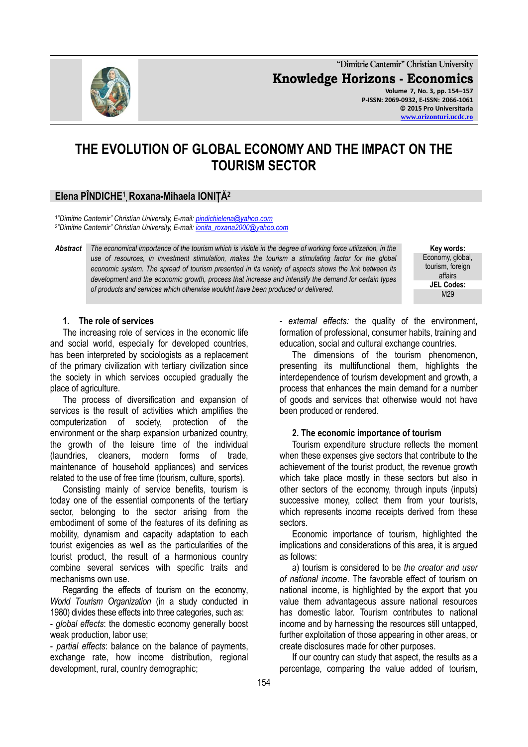# THE EVOLUTION OF GLOBAL ECONOMY AND THE IMPACT ON THE TOURISM SECTOR

**Elena PÎNDICHE[1], Roxana-Mihaela IONIȚĂ[2]**

[1]"Dimitrie Cantemir" Christian University, E-mail: pindichielena@yahoo.com
[2]"Dimitrie Cantemir" Christian University, E-mail: ionita_roxana2000@yahoo.com

**Abstract** *The economical importance of the tourism which is visible in the degree of working force utilization, in the use of resources, in investment stimulation, makes the tourism a stimulating factor for the global economic system. The spread of tourism presented in its variety of aspects shows the link between its development and the economic growth, process that increase and intensify the demand for certain types of products and services which otherwise wouldnt have been produced or delivered.*

**Key words:** Economy, global, tourism, foreign affairs

**JEL Codes:** M29

## 1. The role of services

The increasing role of services in the economic life and social world, especially for developed countries, has been interpreted by sociologists as a replacement of the primary civilization with tertiary civilization since the society in which services occupied gradually the place of agriculture.

The process of diversification and expansion of services is the result of activities which amplifies the computerization of society, protection of the environment or the sharp expansion urbanized country, the growth of the leisure time of the individual (laundries, cleaners, modern forms of trade, maintenance of household appliances) and services related to the use of free time (tourism, culture, sports).

Consisting mainly of service benefits, tourism is today one of the essential components of the tertiary sector, belonging to the sector arising from the embodiment of some of the features of its defining as mobility, dynamism and capacity adaptation to each tourist exigencies as well as the particularities of the tourist product, the result of a harmonious country combine several services with specific traits and mechanisms own use.

Regarding the effects of tourism on the economy, *World Tourism Organization* (in a study conducted in 1980) divides these effects into three categories, such as:

- *global effects*: the domestic economy generally boost weak production, labor use;
- *partial effects*: balance on the balance of payments, exchange rate, how income distribution, regional development, rural, country demographic;
- *external effects:* the quality of the environment, formation of professional, consumer habits, training and education, social and cultural exchange countries.

The dimensions of the tourism phenomenon, presenting its multifunctional them, highlights the interdependence of tourism development and growth, a process that enhances the main demand for a number of goods and services that otherwise would not have been produced or rendered.

## 2. The economic importance of tourism

Tourism expenditure structure reflects the moment when these expenses give sectors that contribute to the achievement of the tourist product, the revenue growth which take place mostly in these sectors but also in other sectors of the economy, through inputs (inputs) successive money, collect them from your tourists, which represents income receipts derived from these sectors.

Economic importance of tourism, highlighted the implications and considerations of this area, it is argued as follows:

a) tourism is considered to be *the creator and user of national income*. The favorable effect of tourism on national income, is highlighted by the export that you value them advantageous assure national resources has domestic labor. Tourism contributes to national income and by harnessing the resources still untapped, further exploitation of those appearing in other areas, or create disclosures made for other purposes.

If our country can study that aspect, the results as a percentage, comparing the value added of tourism,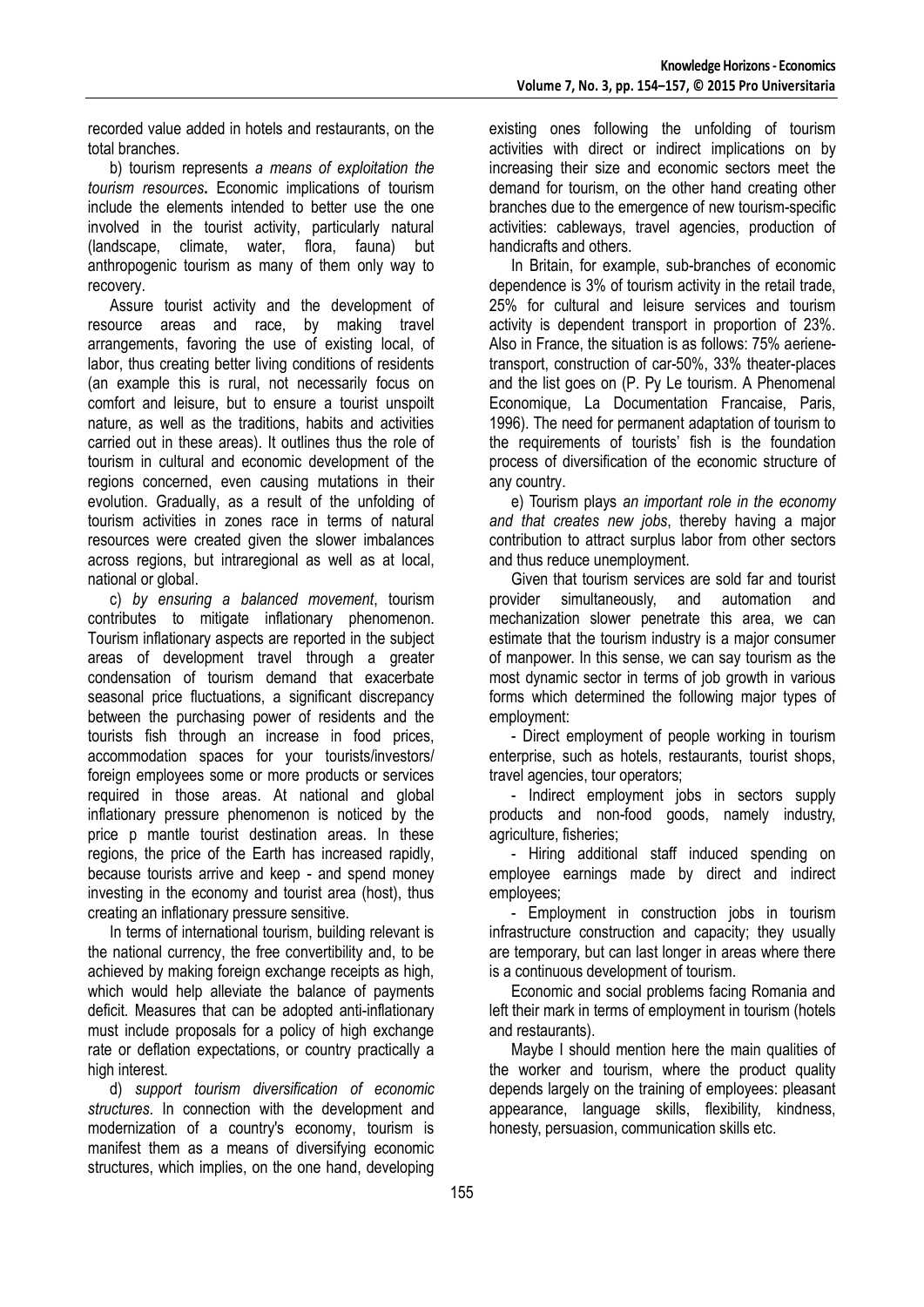recorded value added in hotels and restaurants, on the total branches.

b) tourism represents *a means of exploitation the tourism resources***.** Economic implications of tourism include the elements intended to better use the one involved in the tourist activity, particularly natural (landscape, climate, water, flora, fauna) but anthropogenic tourism as many of them only way to recovery.

Assure tourist activity and the development of resource areas and race, by making travel arrangements, favoring the use of existing local, of labor, thus creating better living conditions of residents (an example this is rural, not necessarily focus on comfort and leisure, but to ensure a tourist unspoilt nature, as well as the traditions, habits and activities carried out in these areas). It outlines thus the role of tourism in cultural and economic development of the regions concerned, even causing mutations in their evolution. Gradually, as a result of the unfolding of tourism activities in zones race in terms of natural resources were created given the slower imbalances across regions, but intraregional as well as at local, national or global.

c) *by ensuring a balanced movement*, tourism contributes to mitigate inflationary phenomenon. Tourism inflationary aspects are reported in the subject areas of development travel through a greater condensation of tourism demand that exacerbate seasonal price fluctuations, a significant discrepancy between the purchasing power of residents and the tourists fish through an increase in food prices, accommodation spaces for your tourists/investors/ foreign employees some or more products or services required in those areas. At national and global inflationary pressure phenomenon is noticed by the price p mantle tourist destination areas. In these regions, the price of the Earth has increased rapidly, because tourists arrive and keep - and spend money investing in the economy and tourist area (host), thus creating an inflationary pressure sensitive.

In terms of international tourism, building relevant is the national currency, the free convertibility and, to be achieved by making foreign exchange receipts as high, which would help alleviate the balance of payments deficit. Measures that can be adopted anti-inflationary must include proposals for a policy of high exchange rate or deflation expectations, or country practically a high interest.

d) *support tourism diversification of economic structures*. In connection with the development and modernization of a country's economy, tourism is manifest them as a means of diversifying economic structures, which implies, on the one hand, developing existing ones following the unfolding of tourism activities with direct or indirect implications on by increasing their size and economic sectors meet the demand for tourism, on the other hand creating other branches due to the emergence of new tourism-specific activities: cableways, travel agencies, production of handicrafts and others.

In Britain, for example, sub-branches of economic dependence is 3% of tourism activity in the retail trade, 25% for cultural and leisure services and tourism activity is dependent transport in proportion of 23%. Also in France, the situation is as follows: 75% aeriene-transport, construction of car-50%, 33% theater-places and the list goes on (P. Py Le tourism. A Phenomenal Economique, La Documentation Francaise, Paris, 1996). The need for permanent adaptation of tourism to the requirements of tourists' fish is the foundation process of diversification of the economic structure of any country.

e) Tourism plays *an important role in the economy and that creates new jobs*, thereby having a major contribution to attract surplus labor from other sectors and thus reduce unemployment.

Given that tourism services are sold far and tourist provider simultaneously, and automation and mechanization slower penetrate this area, we can estimate that the tourism industry is a major consumer of manpower. In this sense, we can say tourism as the most dynamic sector in terms of job growth in various forms which determined the following major types of employment:

- Direct employment of people working in tourism enterprise, such as hotels, restaurants, tourist shops, travel agencies, tour operators;
- Indirect employment jobs in sectors supply products and non-food goods, namely industry, agriculture, fisheries;
- Hiring additional staff induced spending on employee earnings made by direct and indirect employees;
- Employment in construction jobs in tourism infrastructure construction and capacity; they usually are temporary, but can last longer in areas where there is a continuous development of tourism.

Economic and social problems facing Romania and left their mark in terms of employment in tourism (hotels and restaurants).

Maybe I should mention here the main qualities of the worker and tourism, where the product quality depends largely on the training of employees: pleasant appearance, language skills, flexibility, kindness, honesty, persuasion, communication skills etc.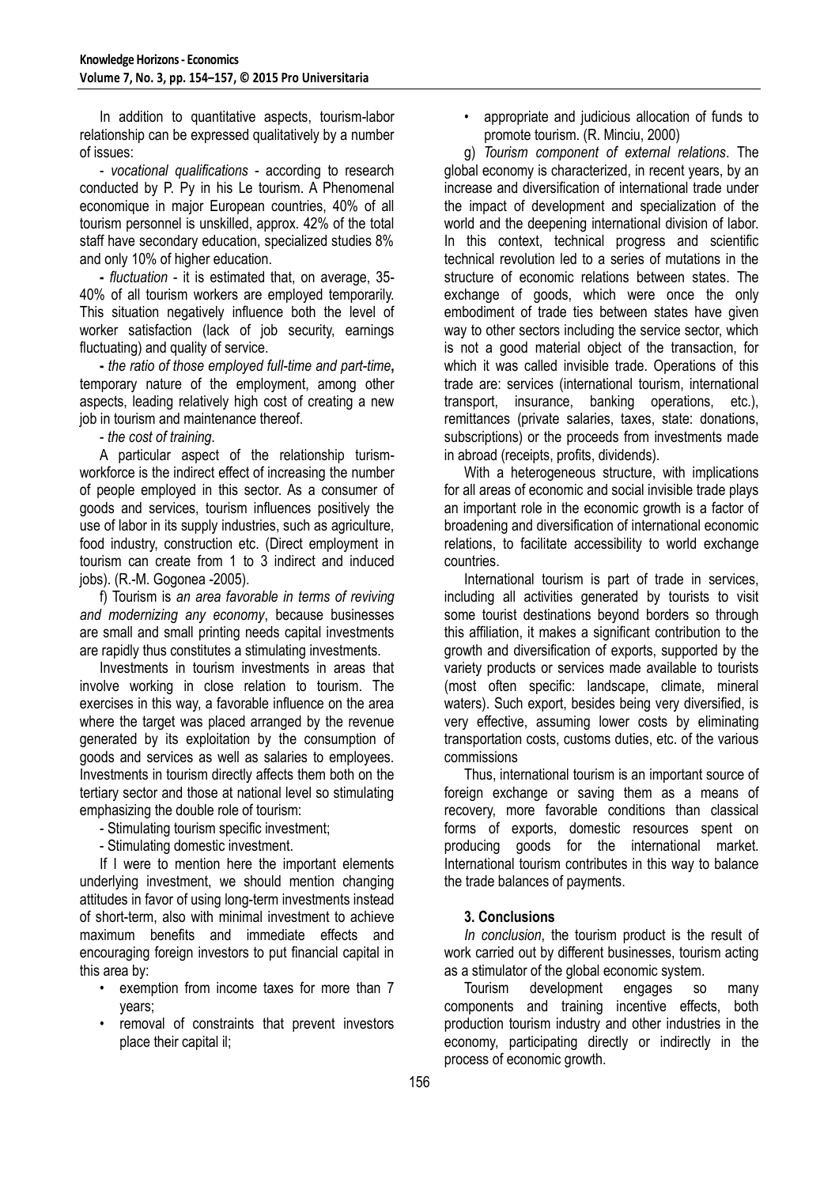In addition to quantitative aspects, tourism-labor relationship can be expressed qualitatively by a number of issues:

- *vocational qualifications* - according to research conducted by P. Py in his Le tourism. A Phenomenal economique in major European countries, 40% of all tourism personnel is unskilled, approx. 42% of the total staff have secondary education, specialized studies 8% and only 10% of higher education.

- *fluctuation* - it is estimated that, on average, 35-40% of all tourism workers are employed temporarily. This situation negatively influence both the level of worker satisfaction (lack of job security, earnings fluctuating) and quality of service.

- *the ratio of those employed full-time and part-time*, temporary nature of the employment, among other aspects, leading relatively high cost of creating a new job in tourism and maintenance thereof.

- *the cost of training*.

A particular aspect of the relationship tourism-workforce is the indirect effect of increasing the number of people employed in this sector. As a consumer of goods and services, tourism influences positively the use of labor in its supply industries, such as agriculture, food industry, construction etc. (Direct employment in tourism can create from 1 to 3 indirect and induced jobs). (R.-M. Gogonea -2005).

f) Tourism is *an area favorable in terms of reviving and modernizing any economy*, because businesses are small and small printing needs capital investments are rapidly thus constitutes a stimulating investments.

Investments in tourism investments in areas that involve working in close relation to tourism. The exercises in this way, a favorable influence on the area where the target was placed arranged by the revenue generated by its exploitation by the consumption of goods and services as well as salaries to employees. Investments in tourism directly affects them both on the tertiary sector and those at national level so stimulating emphasizing the double role of tourism:

- Stimulating tourism specific investment;
- Stimulating domestic investment.

If I were to mention here the important elements underlying investment, we should mention changing attitudes in favor of using long-term investments instead of short-term, also with minimal investment to achieve maximum benefits and immediate effects and encouraging foreign investors to put financial capital in this area by:

- exemption from income taxes for more than 7 years;
- removal of constraints that prevent investors place their capital il;
- appropriate and judicious allocation of funds to promote tourism. (R. Minciu, 2000)

g) *Tourism component of external relations*. The global economy is characterized, in recent years, by an increase and diversification of international trade under the impact of development and specialization of the world and the deepening international division of labor. In this context, technical progress and scientific technical revolution led to a series of mutations in the structure of economic relations between states. The exchange of goods, which were once the only embodiment of trade ties between states have given way to other sectors including the service sector, which is not a good material object of the transaction, for which it was called invisible trade. Operations of this trade are: services (international tourism, international transport, insurance, banking operations, etc.), remittances (private salaries, taxes, state: donations, subscriptions) or the proceeds from investments made in abroad (receipts, profits, dividends).

With a heterogeneous structure, with implications for all areas of economic and social invisible trade plays an important role in the economic growth is a factor of broadening and diversification of international economic relations, to facilitate accessibility to world exchange countries.

International tourism is part of trade in services, including all activities generated by tourists to visit some tourist destinations beyond borders so through this affiliation, it makes a significant contribution to the growth and diversification of exports, supported by the variety products or services made available to tourists (most often specific: landscape, climate, mineral waters). Such export, besides being very diversified, is very effective, assuming lower costs by eliminating transportation costs, customs duties, etc. of the various commissions

Thus, international tourism is an important source of foreign exchange or saving them as a means of recovery, more favorable conditions than classical forms of exports, domestic resources spent on producing goods for the international market. International tourism contributes in this way to balance the trade balances of payments.

## 3. Conclusions

*In conclusion*, the tourism product is the result of work carried out by different businesses, tourism acting as a stimulator of the global economic system.

Tourism development engages so many components and training incentive effects, both production tourism industry and other industries in the economy, participating directly or indirectly in the process of economic growth.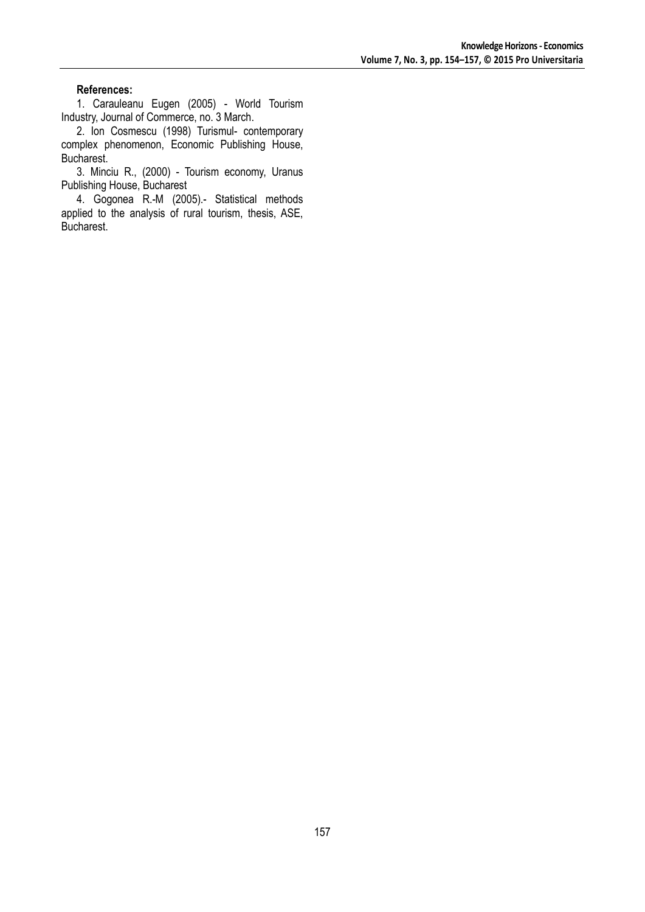**References:**

1. Carauleanu Eugen (2005) - World Tourism Industry, Journal of Commerce, no. 3 March.
2. Ion Cosmescu (1998) Turismul- contemporary complex phenomenon, Economic Publishing House, Bucharest.
3. Minciu R., (2000) - Tourism economy, Uranus Publishing House, Bucharest
4. Gogonea R.-M (2005).- Statistical methods applied to the analysis of rural tourism, thesis, ASE, Bucharest.